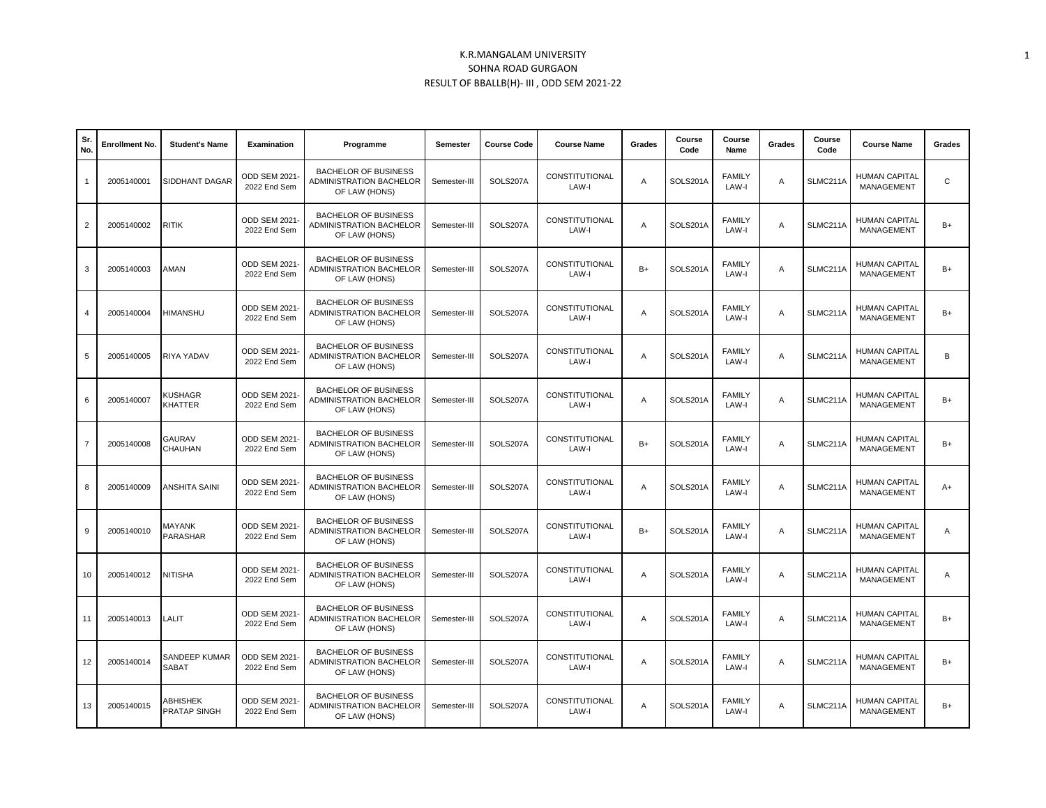# K.R.MANGALAM UNIVERSITY
## SOHNA ROAD GURGAON
### RESULT OF BBALLB(H)- III , ODD SEM 2021-22

| Sr. No. | Enrollment No. | Student's Name | Examination | Programme | Semester | Course Code | Course Name | Grades | Course Code | Course Name | Grades | Course Code | Course Name | Grades |
|---|---|---|---|---|---|---|---|---|---|---|---|---|---|---|
| 1 | 2005140001 | SIDDHANT DAGAR | ODD SEM 2021-2022 End Sem | BACHELOR OF BUSINESS ADMINISTRATION BACHELOR OF LAW (HONS) | Semester-III | SOLS207A | CONSTITUTIONAL LAW-I | A | SOLS201A | FAMILY LAW-I | A | SLMC211A | HUMAN CAPITAL MANAGEMENT | C |
| 2 | 2005140002 | RITIK | ODD SEM 2021-2022 End Sem | BACHELOR OF BUSINESS ADMINISTRATION BACHELOR OF LAW (HONS) | Semester-III | SOLS207A | CONSTITUTIONAL LAW-I | A | SOLS201A | FAMILY LAW-I | A | SLMC211A | HUMAN CAPITAL MANAGEMENT | B+ |
| 3 | 2005140003 | AMAN | ODD SEM 2021-2022 End Sem | BACHELOR OF BUSINESS ADMINISTRATION BACHELOR OF LAW (HONS) | Semester-III | SOLS207A | CONSTITUTIONAL LAW-I | B+ | SOLS201A | FAMILY LAW-I | A | SLMC211A | HUMAN CAPITAL MANAGEMENT | B+ |
| 4 | 2005140004 | HIMANSHU | ODD SEM 2021-2022 End Sem | BACHELOR OF BUSINESS ADMINISTRATION BACHELOR OF LAW (HONS) | Semester-III | SOLS207A | CONSTITUTIONAL LAW-I | A | SOLS201A | FAMILY LAW-I | A | SLMC211A | HUMAN CAPITAL MANAGEMENT | B+ |
| 5 | 2005140005 | RIYA YADAV | ODD SEM 2021-2022 End Sem | BACHELOR OF BUSINESS ADMINISTRATION BACHELOR OF LAW (HONS) | Semester-III | SOLS207A | CONSTITUTIONAL LAW-I | A | SOLS201A | FAMILY LAW-I | A | SLMC211A | HUMAN CAPITAL MANAGEMENT | B |
| 6 | 2005140007 | KUSHAGR KHATTER | ODD SEM 2021-2022 End Sem | BACHELOR OF BUSINESS ADMINISTRATION BACHELOR OF LAW (HONS) | Semester-III | SOLS207A | CONSTITUTIONAL LAW-I | A | SOLS201A | FAMILY LAW-I | A | SLMC211A | HUMAN CAPITAL MANAGEMENT | B+ |
| 7 | 2005140008 | GAURAV CHAUHAN | ODD SEM 2021-2022 End Sem | BACHELOR OF BUSINESS ADMINISTRATION BACHELOR OF LAW (HONS) | Semester-III | SOLS207A | CONSTITUTIONAL LAW-I | B+ | SOLS201A | FAMILY LAW-I | A | SLMC211A | HUMAN CAPITAL MANAGEMENT | B+ |
| 8 | 2005140009 | ANSHITA SAINI | ODD SEM 2021-2022 End Sem | BACHELOR OF BUSINESS ADMINISTRATION BACHELOR OF LAW (HONS) | Semester-III | SOLS207A | CONSTITUTIONAL LAW-I | A | SOLS201A | FAMILY LAW-I | A | SLMC211A | HUMAN CAPITAL MANAGEMENT | A+ |
| 9 | 2005140010 | MAYANK PARASHAR | ODD SEM 2021-2022 End Sem | BACHELOR OF BUSINESS ADMINISTRATION BACHELOR OF LAW (HONS) | Semester-III | SOLS207A | CONSTITUTIONAL LAW-I | B+ | SOLS201A | FAMILY LAW-I | A | SLMC211A | HUMAN CAPITAL MANAGEMENT | A |
| 10 | 2005140012 | NITISHA | ODD SEM 2021-2022 End Sem | BACHELOR OF BUSINESS ADMINISTRATION BACHELOR OF LAW (HONS) | Semester-III | SOLS207A | CONSTITUTIONAL LAW-I | A | SOLS201A | FAMILY LAW-I | A | SLMC211A | HUMAN CAPITAL MANAGEMENT | A |
| 11 | 2005140013 | LALIT | ODD SEM 2021-2022 End Sem | BACHELOR OF BUSINESS ADMINISTRATION BACHELOR OF LAW (HONS) | Semester-III | SOLS207A | CONSTITUTIONAL LAW-I | A | SOLS201A | FAMILY LAW-I | A | SLMC211A | HUMAN CAPITAL MANAGEMENT | B+ |
| 12 | 2005140014 | SANDEEP KUMAR SABAT | ODD SEM 2021-2022 End Sem | BACHELOR OF BUSINESS ADMINISTRATION BACHELOR OF LAW (HONS) | Semester-III | SOLS207A | CONSTITUTIONAL LAW-I | A | SOLS201A | FAMILY LAW-I | A | SLMC211A | HUMAN CAPITAL MANAGEMENT | B+ |
| 13 | 2005140015 | ABHISHEK PRATAP SINGH | ODD SEM 2021-2022 End Sem | BACHELOR OF BUSINESS ADMINISTRATION BACHELOR OF LAW (HONS) | Semester-III | SOLS207A | CONSTITUTIONAL LAW-I | A | SOLS201A | FAMILY LAW-I | A | SLMC211A | HUMAN CAPITAL MANAGEMENT | B+ |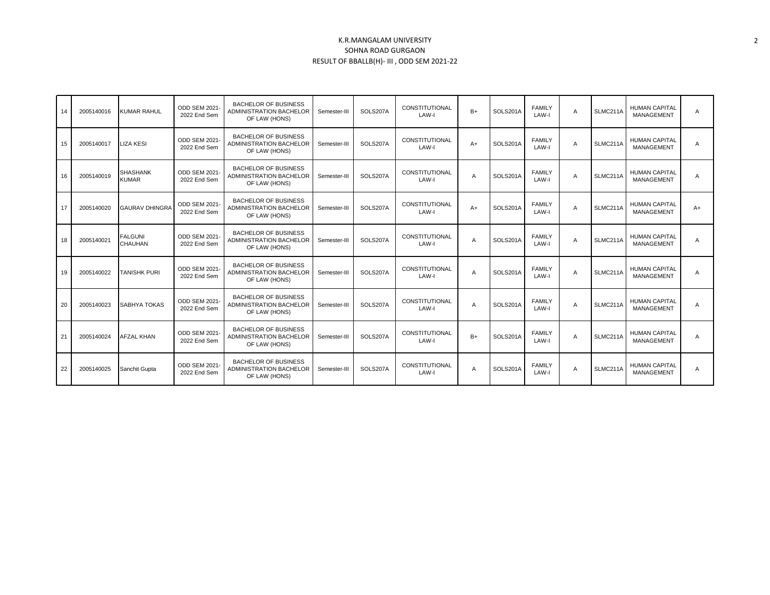K.R.MANGALAM UNIVERSITY
SOHNA ROAD GURGAON
RESULT OF BBALLB(H)- III , ODD SEM 2021-22

| 14 | 2005140016 | KUMAR RAHUL | ODD SEM 2021-2022 End Sem | BACHELOR OF BUSINESS ADMINISTRATION BACHELOR OF LAW (HONS) | Semester-III | SOLS207A | CONSTITUTIONAL LAW-I | B+ | SOLS201A | FAMILY LAW-I | A | SLMC211A | HUMAN CAPITAL MANAGEMENT | A |
|---|---|---|---|---|---|---|---|---|---|---|---|---|---|---|
| 15 | 2005140017 | LIZA KESI | ODD SEM 2021-2022 End Sem | BACHELOR OF BUSINESS ADMINISTRATION BACHELOR OF LAW (HONS) | Semester-III | SOLS207A | CONSTITUTIONAL LAW-I | A+ | SOLS201A | FAMILY LAW-I | A | SLMC211A | HUMAN CAPITAL MANAGEMENT | A |
| 16 | 2005140019 | SHASHANK KUMAR | ODD SEM 2021-2022 End Sem | BACHELOR OF BUSINESS ADMINISTRATION BACHELOR OF LAW (HONS) | Semester-III | SOLS207A | CONSTITUTIONAL LAW-I | A | SOLS201A | FAMILY LAW-I | A | SLMC211A | HUMAN CAPITAL MANAGEMENT | A |
| 17 | 2005140020 | GAURAV DHINGRA | ODD SEM 2021-2022 End Sem | BACHELOR OF BUSINESS ADMINISTRATION BACHELOR OF LAW (HONS) | Semester-III | SOLS207A | CONSTITUTIONAL LAW-I | A+ | SOLS201A | FAMILY LAW-I | A | SLMC211A | HUMAN CAPITAL MANAGEMENT | A+ |
| 18 | 2005140021 | FALGUNI CHAUHAN | ODD SEM 2021-2022 End Sem | BACHELOR OF BUSINESS ADMINISTRATION BACHELOR OF LAW (HONS) | Semester-III | SOLS207A | CONSTITUTIONAL LAW-I | A | SOLS201A | FAMILY LAW-I | A | SLMC211A | HUMAN CAPITAL MANAGEMENT | A |
| 19 | 2005140022 | TANISHK PURI | ODD SEM 2021-2022 End Sem | BACHELOR OF BUSINESS ADMINISTRATION BACHELOR OF LAW (HONS) | Semester-III | SOLS207A | CONSTITUTIONAL LAW-I | A | SOLS201A | FAMILY LAW-I | A | SLMC211A | HUMAN CAPITAL MANAGEMENT | A |
| 20 | 2005140023 | SABHYA TOKAS | ODD SEM 2021-2022 End Sem | BACHELOR OF BUSINESS ADMINISTRATION BACHELOR OF LAW (HONS) | Semester-III | SOLS207A | CONSTITUTIONAL LAW-I | A | SOLS201A | FAMILY LAW-I | A | SLMC211A | HUMAN CAPITAL MANAGEMENT | A |
| 21 | 2005140024 | AFZAL KHAN | ODD SEM 2021-2022 End Sem | BACHELOR OF BUSINESS ADMINISTRATION BACHELOR OF LAW (HONS) | Semester-III | SOLS207A | CONSTITUTIONAL LAW-I | B+ | SOLS201A | FAMILY LAW-I | A | SLMC211A | HUMAN CAPITAL MANAGEMENT | A |
| 22 | 2005140025 | Sanchit Gupta | ODD SEM 2021-2022 End Sem | BACHELOR OF BUSINESS ADMINISTRATION BACHELOR OF LAW (HONS) | Semester-III | SOLS207A | CONSTITUTIONAL LAW-I | A | SOLS201A | FAMILY LAW-I | A | SLMC211A | HUMAN CAPITAL MANAGEMENT | A |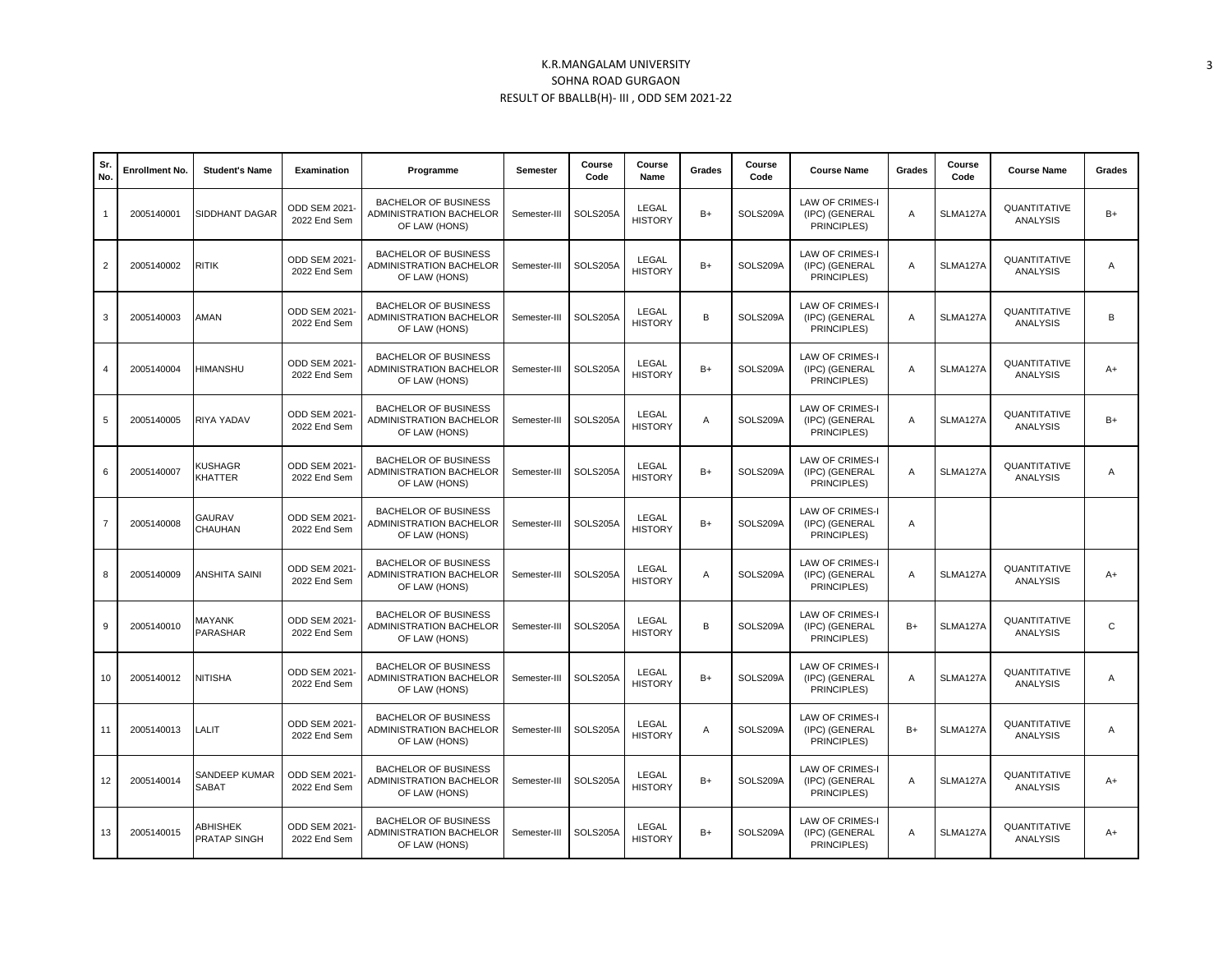K.R.MANGALAM UNIVERSITY
SOHNA ROAD GURGAON
RESULT OF BBALLB(H)- III , ODD SEM 2021-22

| Sr. No. | Enrollment No. | Student's Name | Examination | Programme | Semester | Course Code | Course Name | Grades | Course Code | Course Name | Grades | Course Code | Course Name | Grades |
|---|---|---|---|---|---|---|---|---|---|---|---|---|---|---|
| 1 | 2005140001 | SIDDHANT DAGAR | ODD SEM 2021-2022 End Sem | BACHELOR OF BUSINESS ADMINISTRATION BACHELOR OF LAW (HONS) | Semester-III | SOLS205A | LEGAL HISTORY | B+ | SOLS209A | LAW OF CRIMES-I (IPC) (GENERAL PRINCIPLES) | A | SLMA127A | QUANTITATIVE ANALYSIS | B+ |
| 2 | 2005140002 | RITIK | ODD SEM 2021-2022 End Sem | BACHELOR OF BUSINESS ADMINISTRATION BACHELOR OF LAW (HONS) | Semester-III | SOLS205A | LEGAL HISTORY | B+ | SOLS209A | LAW OF CRIMES-I (IPC) (GENERAL PRINCIPLES) | A | SLMA127A | QUANTITATIVE ANALYSIS | A |
| 3 | 2005140003 | AMAN | ODD SEM 2021-2022 End Sem | BACHELOR OF BUSINESS ADMINISTRATION BACHELOR OF LAW (HONS) | Semester-III | SOLS205A | LEGAL HISTORY | B | SOLS209A | LAW OF CRIMES-I (IPC) (GENERAL PRINCIPLES) | A | SLMA127A | QUANTITATIVE ANALYSIS | B |
| 4 | 2005140004 | HIMANSHU | ODD SEM 2021-2022 End Sem | BACHELOR OF BUSINESS ADMINISTRATION BACHELOR OF LAW (HONS) | Semester-III | SOLS205A | LEGAL HISTORY | B+ | SOLS209A | LAW OF CRIMES-I (IPC) (GENERAL PRINCIPLES) | A | SLMA127A | QUANTITATIVE ANALYSIS | A+ |
| 5 | 2005140005 | RIYA YADAV | ODD SEM 2021-2022 End Sem | BACHELOR OF BUSINESS ADMINISTRATION BACHELOR OF LAW (HONS) | Semester-III | SOLS205A | LEGAL HISTORY | A | SOLS209A | LAW OF CRIMES-I (IPC) (GENERAL PRINCIPLES) | A | SLMA127A | QUANTITATIVE ANALYSIS | B+ |
| 6 | 2005140007 | KUSHAGR KHATTER | ODD SEM 2021-2022 End Sem | BACHELOR OF BUSINESS ADMINISTRATION BACHELOR OF LAW (HONS) | Semester-III | SOLS205A | LEGAL HISTORY | B+ | SOLS209A | LAW OF CRIMES-I (IPC) (GENERAL PRINCIPLES) | A | SLMA127A | QUANTITATIVE ANALYSIS | A |
| 7 | 2005140008 | GAURAV CHAUHAN | ODD SEM 2021-2022 End Sem | BACHELOR OF BUSINESS ADMINISTRATION BACHELOR OF LAW (HONS) | Semester-III | SOLS205A | LEGAL HISTORY | B+ | SOLS209A | LAW OF CRIMES-I (IPC) (GENERAL PRINCIPLES) | A | | | |
| 8 | 2005140009 | ANSHITA SAINI | ODD SEM 2021-2022 End Sem | BACHELOR OF BUSINESS ADMINISTRATION BACHELOR OF LAW (HONS) | Semester-III | SOLS205A | LEGAL HISTORY | A | SOLS209A | LAW OF CRIMES-I (IPC) (GENERAL PRINCIPLES) | A | SLMA127A | QUANTITATIVE ANALYSIS | A+ |
| 9 | 2005140010 | MAYANK PARASHAR | ODD SEM 2021-2022 End Sem | BACHELOR OF BUSINESS ADMINISTRATION BACHELOR OF LAW (HONS) | Semester-III | SOLS205A | LEGAL HISTORY | B | SOLS209A | LAW OF CRIMES-I (IPC) (GENERAL PRINCIPLES) | B+ | SLMA127A | QUANTITATIVE ANALYSIS | C |
| 10 | 2005140012 | NITISHA | ODD SEM 2021-2022 End Sem | BACHELOR OF BUSINESS ADMINISTRATION BACHELOR OF LAW (HONS) | Semester-III | SOLS205A | LEGAL HISTORY | B+ | SOLS209A | LAW OF CRIMES-I (IPC) (GENERAL PRINCIPLES) | A | SLMA127A | QUANTITATIVE ANALYSIS | A |
| 11 | 2005140013 | LALIT | ODD SEM 2021-2022 End Sem | BACHELOR OF BUSINESS ADMINISTRATION BACHELOR OF LAW (HONS) | Semester-III | SOLS205A | LEGAL HISTORY | A | SOLS209A | LAW OF CRIMES-I (IPC) (GENERAL PRINCIPLES) | B+ | SLMA127A | QUANTITATIVE ANALYSIS | A |
| 12 | 2005140014 | SANDEEP KUMAR SABAT | ODD SEM 2021-2022 End Sem | BACHELOR OF BUSINESS ADMINISTRATION BACHELOR OF LAW (HONS) | Semester-III | SOLS205A | LEGAL HISTORY | B+ | SOLS209A | LAW OF CRIMES-I (IPC) (GENERAL PRINCIPLES) | A | SLMA127A | QUANTITATIVE ANALYSIS | A+ |
| 13 | 2005140015 | ABHISHEK PRATAP SINGH | ODD SEM 2021-2022 End Sem | BACHELOR OF BUSINESS ADMINISTRATION BACHELOR OF LAW (HONS) | Semester-III | SOLS205A | LEGAL HISTORY | B+ | SOLS209A | LAW OF CRIMES-I (IPC) (GENERAL PRINCIPLES) | A | SLMA127A | QUANTITATIVE ANALYSIS | A+ |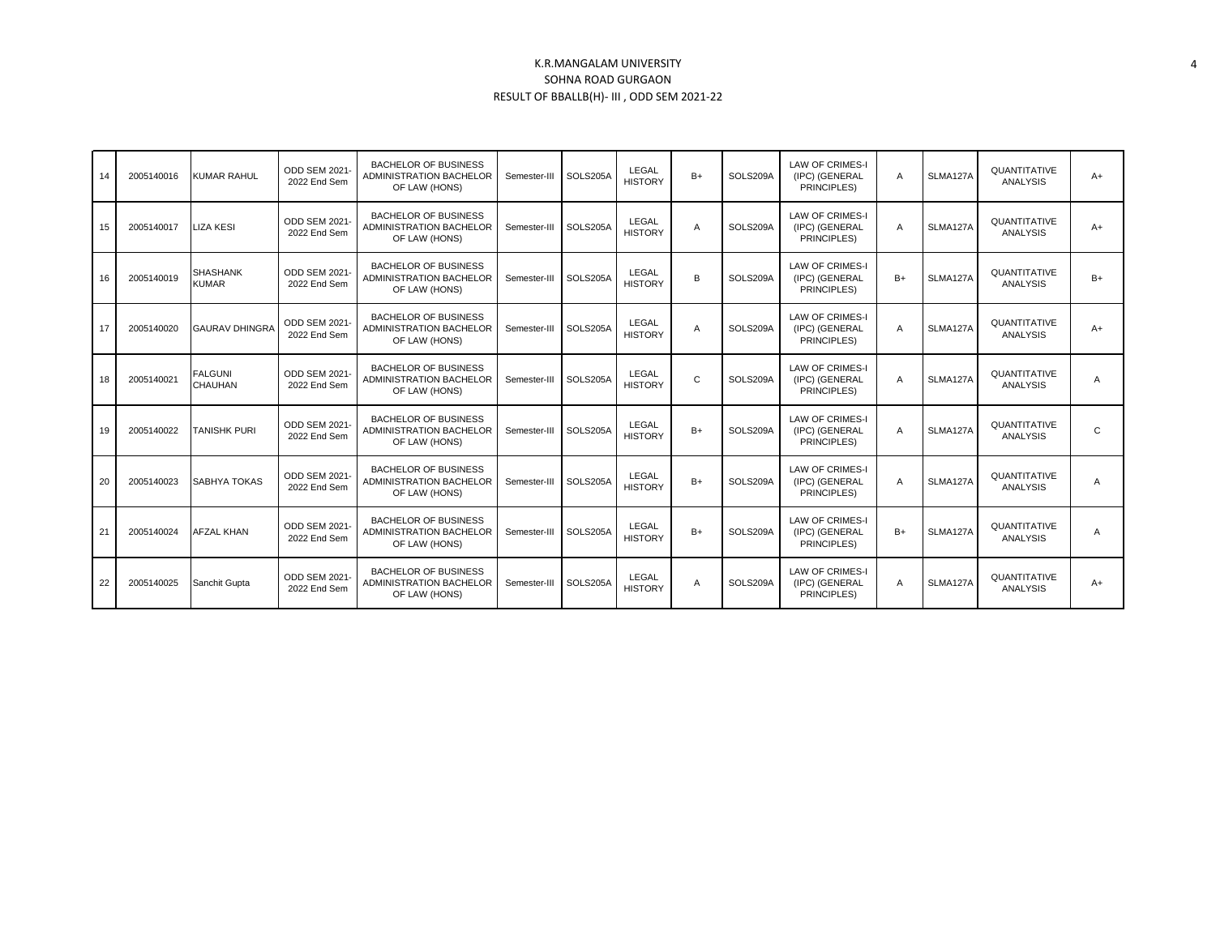K.R.MANGALAM UNIVERSITY

SOHNA ROAD GURGAON

RESULT OF BBALLB(H)- III , ODD SEM 2021-22

| | | | | | | | | | | | | | | |
|---|---|---|---|---|---|---|---|---|---|---|---|---|---|---|
| 14 | 2005140016 | KUMAR RAHUL | ODD SEM 2021-2022 End Sem | BACHELOR OF BUSINESS ADMINISTRATION BACHELOR OF LAW (HONS) | Semester-III | SOLS205A | LEGAL HISTORY | B+ | SOLS209A | LAW OF CRIMES-I (IPC) (GENERAL PRINCIPLES) | A | SLMA127A | QUANTITATIVE ANALYSIS | A+ |
| 15 | 2005140017 | LIZA KESI | ODD SEM 2021-2022 End Sem | BACHELOR OF BUSINESS ADMINISTRATION BACHELOR OF LAW (HONS) | Semester-III | SOLS205A | LEGAL HISTORY | A | SOLS209A | LAW OF CRIMES-I (IPC) (GENERAL PRINCIPLES) | A | SLMA127A | QUANTITATIVE ANALYSIS | A+ |
| 16 | 2005140019 | SHASHANK KUMAR | ODD SEM 2021-2022 End Sem | BACHELOR OF BUSINESS ADMINISTRATION BACHELOR OF LAW (HONS) | Semester-III | SOLS205A | LEGAL HISTORY | B | SOLS209A | LAW OF CRIMES-I (IPC) (GENERAL PRINCIPLES) | B+ | SLMA127A | QUANTITATIVE ANALYSIS | B+ |
| 17 | 2005140020 | GAURAV DHINGRA | ODD SEM 2021-2022 End Sem | BACHELOR OF BUSINESS ADMINISTRATION BACHELOR OF LAW (HONS) | Semester-III | SOLS205A | LEGAL HISTORY | A | SOLS209A | LAW OF CRIMES-I (IPC) (GENERAL PRINCIPLES) | A | SLMA127A | QUANTITATIVE ANALYSIS | A+ |
| 18 | 2005140021 | FALGUNI CHAUHAN | ODD SEM 2021-2022 End Sem | BACHELOR OF BUSINESS ADMINISTRATION BACHELOR OF LAW (HONS) | Semester-III | SOLS205A | LEGAL HISTORY | C | SOLS209A | LAW OF CRIMES-I (IPC) (GENERAL PRINCIPLES) | A | SLMA127A | QUANTITATIVE ANALYSIS | A |
| 19 | 2005140022 | TANISHK PURI | ODD SEM 2021-2022 End Sem | BACHELOR OF BUSINESS ADMINISTRATION BACHELOR OF LAW (HONS) | Semester-III | SOLS205A | LEGAL HISTORY | B+ | SOLS209A | LAW OF CRIMES-I (IPC) (GENERAL PRINCIPLES) | A | SLMA127A | QUANTITATIVE ANALYSIS | C |
| 20 | 2005140023 | SABHYA TOKAS | ODD SEM 2021-2022 End Sem | BACHELOR OF BUSINESS ADMINISTRATION BACHELOR OF LAW (HONS) | Semester-III | SOLS205A | LEGAL HISTORY | B+ | SOLS209A | LAW OF CRIMES-I (IPC) (GENERAL PRINCIPLES) | A | SLMA127A | QUANTITATIVE ANALYSIS | A |
| 21 | 2005140024 | AFZAL KHAN | ODD SEM 2021-2022 End Sem | BACHELOR OF BUSINESS ADMINISTRATION BACHELOR OF LAW (HONS) | Semester-III | SOLS205A | LEGAL HISTORY | B+ | SOLS209A | LAW OF CRIMES-I (IPC) (GENERAL PRINCIPLES) | B+ | SLMA127A | QUANTITATIVE ANALYSIS | A |
| 22 | 2005140025 | Sanchit Gupta | ODD SEM 2021-2022 End Sem | BACHELOR OF BUSINESS ADMINISTRATION BACHELOR OF LAW (HONS) | Semester-III | SOLS205A | LEGAL HISTORY | A | SOLS209A | LAW OF CRIMES-I (IPC) (GENERAL PRINCIPLES) | A | SLMA127A | QUANTITATIVE ANALYSIS | A+ |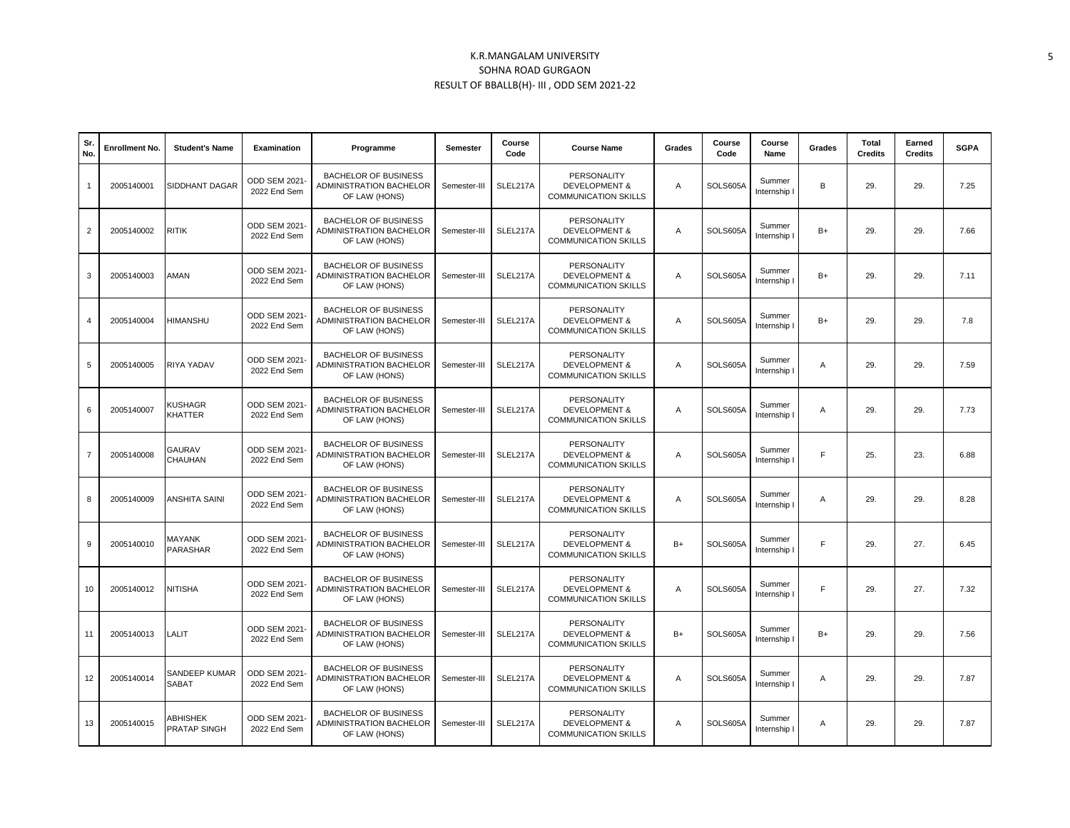K.R.MANGALAM UNIVERSITY

SOHNA ROAD GURGAON

RESULT OF BBALLB(H)- III , ODD SEM 2021-22

| Sr. No. | Enrollment No. | Student's Name | Examination | Programme | Semester | Course Code | Course Name | Grades | Course Code | Course Name | Grades | Total Credits | Earned Credits | SGPA |
|---|---|---|---|---|---|---|---|---|---|---|---|---|---|---|
| 1 | 2005140001 | SIDDHANT DAGAR | ODD SEM 2021-2022 End Sem | BACHELOR OF BUSINESS ADMINISTRATION BACHELOR OF LAW (HONS) | Semester-III | SLEL217A | PERSONALITY DEVELOPMENT & COMMUNICATION SKILLS | A | SOLS605A | Summer Internship I | B | 29. | 29. | 7.25 |
| 2 | 2005140002 | RITIK | ODD SEM 2021-2022 End Sem | BACHELOR OF BUSINESS ADMINISTRATION BACHELOR OF LAW (HONS) | Semester-III | SLEL217A | PERSONALITY DEVELOPMENT & COMMUNICATION SKILLS | A | SOLS605A | Summer Internship I | B+ | 29. | 29. | 7.66 |
| 3 | 2005140003 | AMAN | ODD SEM 2021-2022 End Sem | BACHELOR OF BUSINESS ADMINISTRATION BACHELOR OF LAW (HONS) | Semester-III | SLEL217A | PERSONALITY DEVELOPMENT & COMMUNICATION SKILLS | A | SOLS605A | Summer Internship I | B+ | 29. | 29. | 7.11 |
| 4 | 2005140004 | HIMANSHU | ODD SEM 2021-2022 End Sem | BACHELOR OF BUSINESS ADMINISTRATION BACHELOR OF LAW (HONS) | Semester-III | SLEL217A | PERSONALITY DEVELOPMENT & COMMUNICATION SKILLS | A | SOLS605A | Summer Internship I | B+ | 29. | 29. | 7.8 |
| 5 | 2005140005 | RIYA YADAV | ODD SEM 2021-2022 End Sem | BACHELOR OF BUSINESS ADMINISTRATION BACHELOR OF LAW (HONS) | Semester-III | SLEL217A | PERSONALITY DEVELOPMENT & COMMUNICATION SKILLS | A | SOLS605A | Summer Internship I | A | 29. | 29. | 7.59 |
| 6 | 2005140007 | KUSHAGR KHATTER | ODD SEM 2021-2022 End Sem | BACHELOR OF BUSINESS ADMINISTRATION BACHELOR OF LAW (HONS) | Semester-III | SLEL217A | PERSONALITY DEVELOPMENT & COMMUNICATION SKILLS | A | SOLS605A | Summer Internship I | A | 29. | 29. | 7.73 |
| 7 | 2005140008 | GAURAV CHAUHAN | ODD SEM 2021-2022 End Sem | BACHELOR OF BUSINESS ADMINISTRATION BACHELOR OF LAW (HONS) | Semester-III | SLEL217A | PERSONALITY DEVELOPMENT & COMMUNICATION SKILLS | A | SOLS605A | Summer Internship I | F | 25. | 23. | 6.88 |
| 8 | 2005140009 | ANSHITA SAINI | ODD SEM 2021-2022 End Sem | BACHELOR OF BUSINESS ADMINISTRATION BACHELOR OF LAW (HONS) | Semester-III | SLEL217A | PERSONALITY DEVELOPMENT & COMMUNICATION SKILLS | A | SOLS605A | Summer Internship I | A | 29. | 29. | 8.28 |
| 9 | 2005140010 | MAYANK PARASHAR | ODD SEM 2021-2022 End Sem | BACHELOR OF BUSINESS ADMINISTRATION BACHELOR OF LAW (HONS) | Semester-III | SLEL217A | PERSONALITY DEVELOPMENT & COMMUNICATION SKILLS | B+ | SOLS605A | Summer Internship I | F | 29. | 27. | 6.45 |
| 10 | 2005140012 | NITISHA | ODD SEM 2021-2022 End Sem | BACHELOR OF BUSINESS ADMINISTRATION BACHELOR OF LAW (HONS) | Semester-III | SLEL217A | PERSONALITY DEVELOPMENT & COMMUNICATION SKILLS | A | SOLS605A | Summer Internship I | F | 29. | 27. | 7.32 |
| 11 | 2005140013 | LALIT | ODD SEM 2021-2022 End Sem | BACHELOR OF BUSINESS ADMINISTRATION BACHELOR OF LAW (HONS) | Semester-III | SLEL217A | PERSONALITY DEVELOPMENT & COMMUNICATION SKILLS | B+ | SOLS605A | Summer Internship I | B+ | 29. | 29. | 7.56 |
| 12 | 2005140014 | SANDEEP KUMAR SABAT | ODD SEM 2021-2022 End Sem | BACHELOR OF BUSINESS ADMINISTRATION BACHELOR OF LAW (HONS) | Semester-III | SLEL217A | PERSONALITY DEVELOPMENT & COMMUNICATION SKILLS | A | SOLS605A | Summer Internship I | A | 29. | 29. | 7.87 |
| 13 | 2005140015 | ABHISHEK PRATAP SINGH | ODD SEM 2021-2022 End Sem | BACHELOR OF BUSINESS ADMINISTRATION BACHELOR OF LAW (HONS) | Semester-III | SLEL217A | PERSONALITY DEVELOPMENT & COMMUNICATION SKILLS | A | SOLS605A | Summer Internship I | A | 29. | 29. | 7.87 |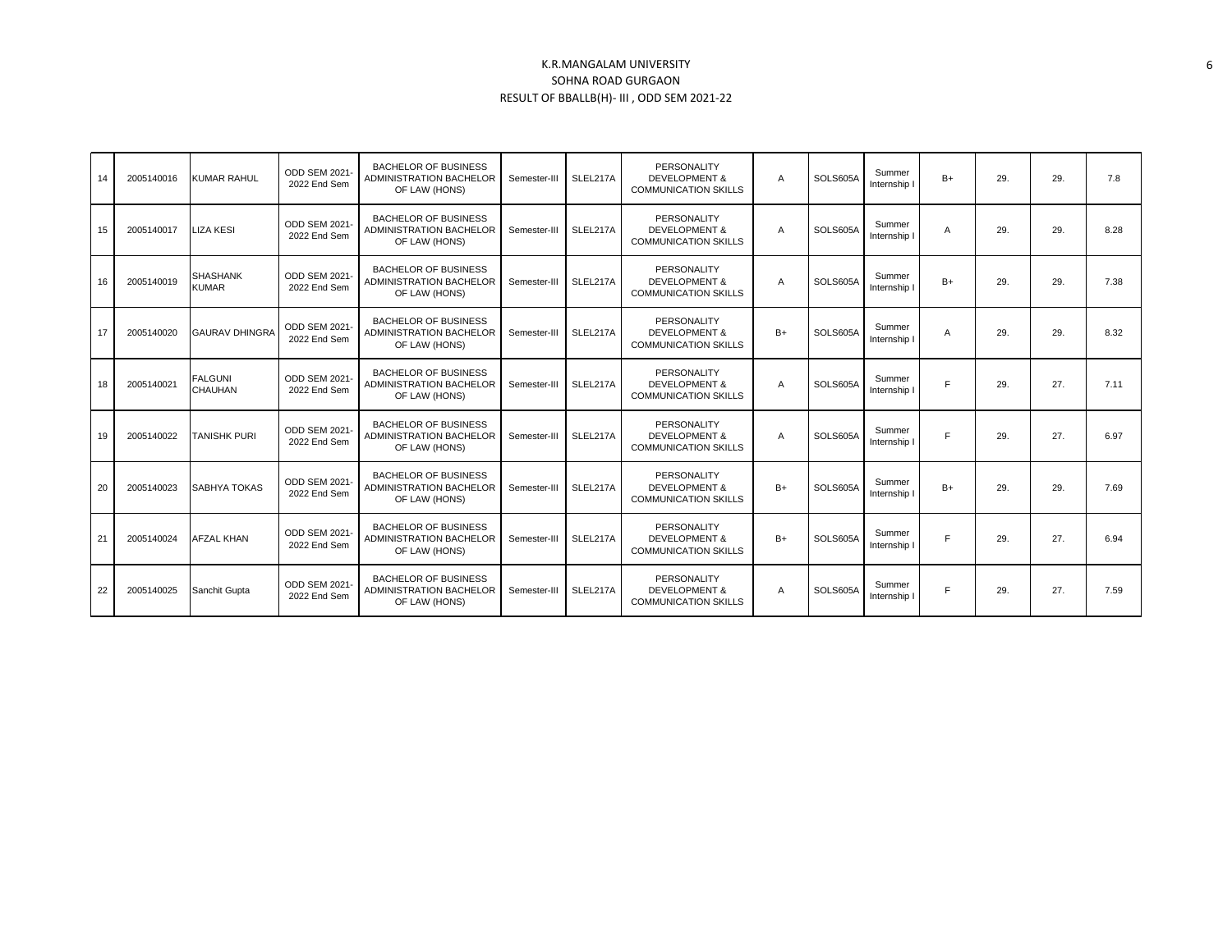K.R.MANGALAM UNIVERSITY
SOHNA ROAD GURGAON
RESULT OF BBALLB(H)- III , ODD SEM 2021-22

| | | | | | | | | | | | | | | |
|---|---|---|---|---|---|---|---|---|---|---|---|---|---|---|
| 14 | 2005140016 | KUMAR RAHUL | ODD SEM 2021-2022 End Sem | BACHELOR OF BUSINESS ADMINISTRATION BACHELOR OF LAW (HONS) | Semester-III | SLEL217A | PERSONALITY DEVELOPMENT & COMMUNICATION SKILLS | A | SOLS605A | Summer Internship I | B+ | 29. | 29. | 7.8 |
| 15 | 2005140017 | LIZA KESI | ODD SEM 2021-2022 End Sem | BACHELOR OF BUSINESS ADMINISTRATION BACHELOR OF LAW (HONS) | Semester-III | SLEL217A | PERSONALITY DEVELOPMENT & COMMUNICATION SKILLS | A | SOLS605A | Summer Internship I | A | 29. | 29. | 8.28 |
| 16 | 2005140019 | SHASHANK KUMAR | ODD SEM 2021-2022 End Sem | BACHELOR OF BUSINESS ADMINISTRATION BACHELOR OF LAW (HONS) | Semester-III | SLEL217A | PERSONALITY DEVELOPMENT & COMMUNICATION SKILLS | A | SOLS605A | Summer Internship I | B+ | 29. | 29. | 7.38 |
| 17 | 2005140020 | GAURAV DHINGRA | ODD SEM 2021-2022 End Sem | BACHELOR OF BUSINESS ADMINISTRATION BACHELOR OF LAW (HONS) | Semester-III | SLEL217A | PERSONALITY DEVELOPMENT & COMMUNICATION SKILLS | B+ | SOLS605A | Summer Internship I | A | 29. | 29. | 8.32 |
| 18 | 2005140021 | FALGUNI CHAUHAN | ODD SEM 2021-2022 End Sem | BACHELOR OF BUSINESS ADMINISTRATION BACHELOR OF LAW (HONS) | Semester-III | SLEL217A | PERSONALITY DEVELOPMENT & COMMUNICATION SKILLS | A | SOLS605A | Summer Internship I | F | 29. | 27. | 7.11 |
| 19 | 2005140022 | TANISHK PURI | ODD SEM 2021-2022 End Sem | BACHELOR OF BUSINESS ADMINISTRATION BACHELOR OF LAW (HONS) | Semester-III | SLEL217A | PERSONALITY DEVELOPMENT & COMMUNICATION SKILLS | A | SOLS605A | Summer Internship I | F | 29. | 27. | 6.97 |
| 20 | 2005140023 | SABHYA TOKAS | ODD SEM 2021-2022 End Sem | BACHELOR OF BUSINESS ADMINISTRATION BACHELOR OF LAW (HONS) | Semester-III | SLEL217A | PERSONALITY DEVELOPMENT & COMMUNICATION SKILLS | B+ | SOLS605A | Summer Internship I | B+ | 29. | 29. | 7.69 |
| 21 | 2005140024 | AFZAL KHAN | ODD SEM 2021-2022 End Sem | BACHELOR OF BUSINESS ADMINISTRATION BACHELOR OF LAW (HONS) | Semester-III | SLEL217A | PERSONALITY DEVELOPMENT & COMMUNICATION SKILLS | B+ | SOLS605A | Summer Internship I | F | 29. | 27. | 6.94 |
| 22 | 2005140025 | Sanchit Gupta | ODD SEM 2021-2022 End Sem | BACHELOR OF BUSINESS ADMINISTRATION BACHELOR OF LAW (HONS) | Semester-III | SLEL217A | PERSONALITY DEVELOPMENT & COMMUNICATION SKILLS | A | SOLS605A | Summer Internship I | F | 29. | 27. | 7.59 |